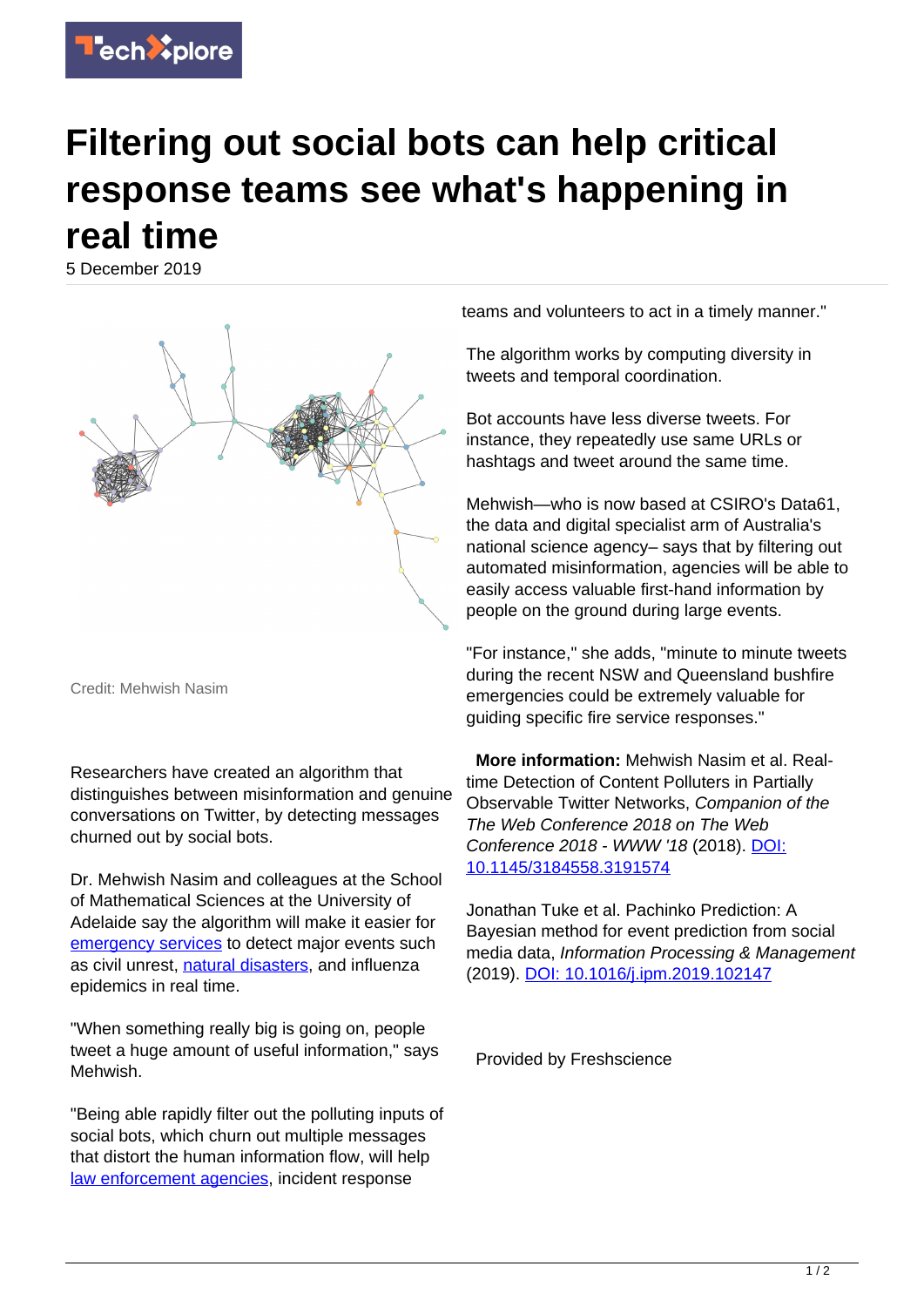# Filtering out social bots can help critical response teams see what's happening in real time

5 December 2019

Credit: Mehwish Nasim

Researchers have created an algorithm that distinguishes between misinformation and genuine conversations on Twitter, by detecting messages churned out by social bots.

Dr. Mehwish Nasim and colleagues at the School of Mathematical Sciences at the University of Adelaide say the algorithm will make it easier for emergency services to detect major events such as civil unrest, natural disasters, and influenza epidemics in real time.

"When something really big is going on, people tweet a huge amount of useful information," says Mehwish.

"Being able rapidly filter out the polluting inputs of social bots, which churn out multiple messages that distort the human information flow, will help law enforcement agencies, incident response teams and volunteers to act in a timely manner."

The algorithm works by computing diversity in tweets and temporal coordination.

Bot accounts have less diverse tweets. For instance, they repeatedly use same URLs or hashtags and tweet around the same time.

Mehwish—who is now based at CSIRO's Data61, the data and digital specialist arm of Australia's national science agency– says that by filtering out automated misinformation, agencies will be able to easily access valuable first-hand information by people on the ground during large events.

"For instance," she adds, "minute to minute tweets during the recent NSW and Queensland bushfire emergencies could be extremely valuable for guiding specific fire service responses."

**More information:** Mehwish Nasim et al. Real-time Detection of Content Polluters in Partially Observable Twitter Networks, *Companion of the The Web Conference 2018 on The Web Conference 2018 - WWW '18* (2018). DOI: 10.1145/3184558.3191574

Jonathan Tuke et al. Pachinko Prediction: A Bayesian method for event prediction from social media data, *Information Processing & Management* (2019). DOI: 10.1016/j.ipm.2019.102147

Provided by Freshscience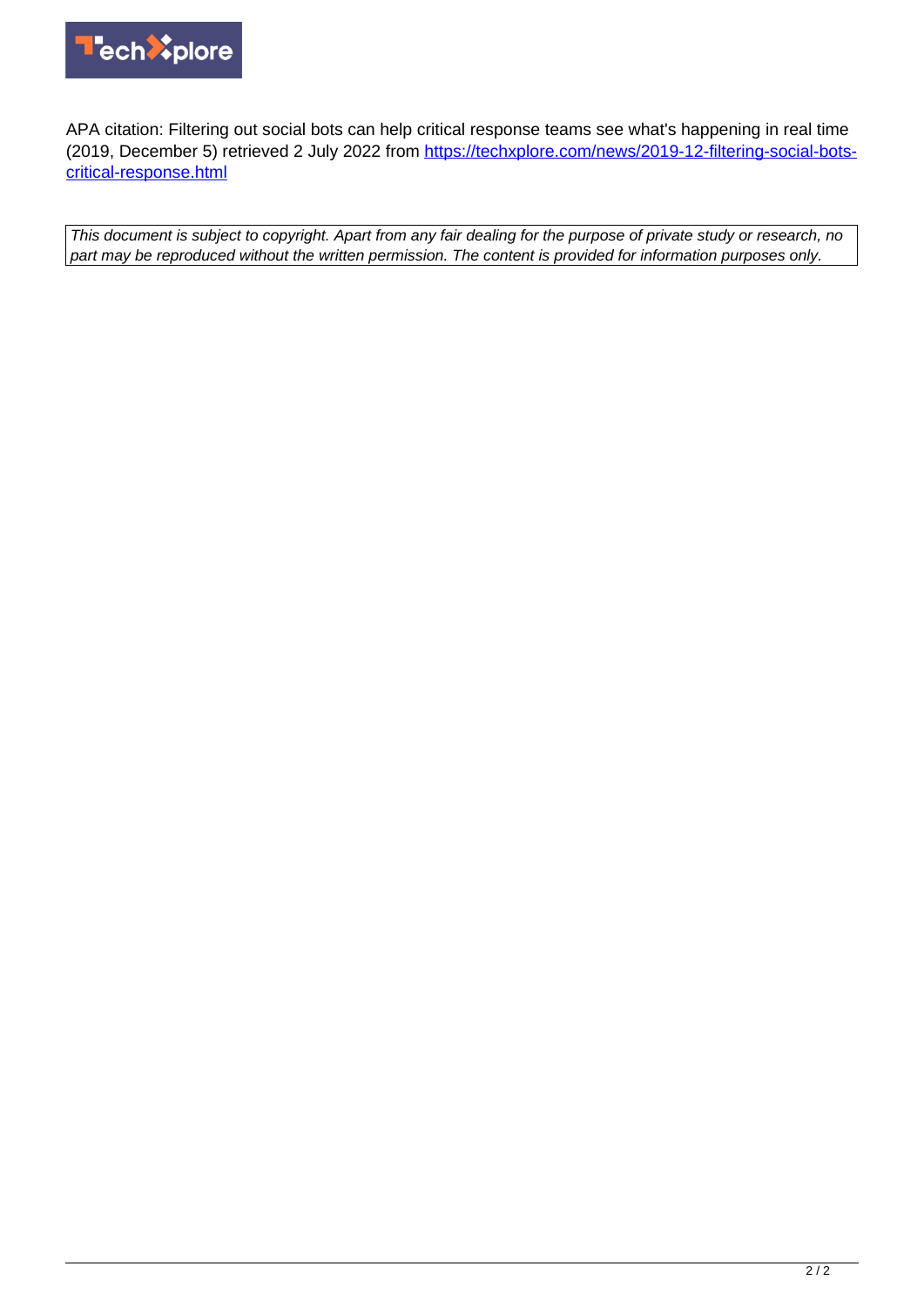APA citation: Filtering out social bots can help critical response teams see what's happening in real time (2019, December 5) retrieved 2 July 2022 from https://techxplore.com/news/2019-12-filtering-social-bots-critical-response.html

*This document is subject to copyright. Apart from any fair dealing for the purpose of private study or research, no part may be reproduced without the written permission. The content is provided for information purposes only.*